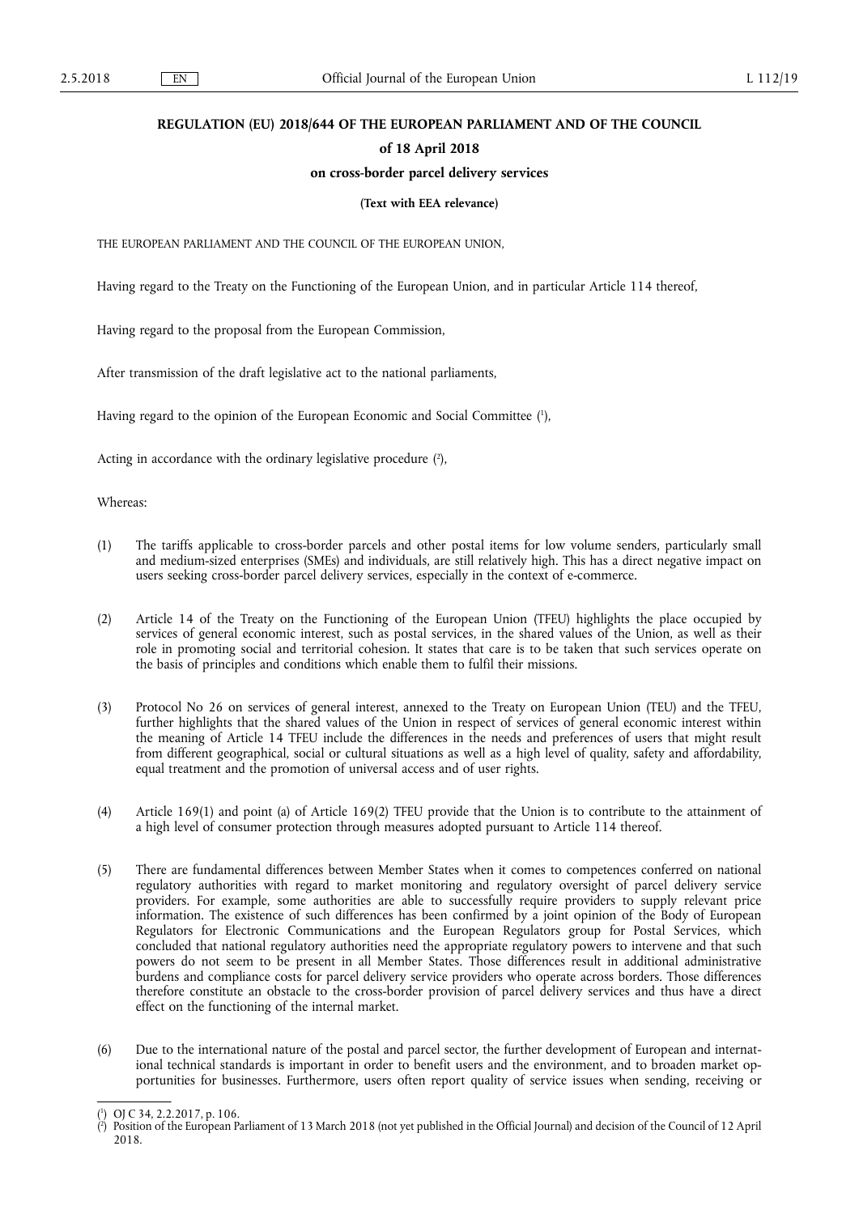# REGULATION (EU) 2018/644 OF THE EUROPEAN PARLIAMENT AND OF THE COUNCIL

## of 18 April 2018

## on cross-border parcel delivery services

**(Text with EEA relevance)**

THE EUROPEAN PARLIAMENT AND THE COUNCIL OF THE EUROPEAN UNION,

Having regard to the Treaty on the Functioning of the European Union, and in particular Article 114 thereof,

Having regard to the proposal from the European Commission,

After transmission of the draft legislative act to the national parliaments,

Having regard to the opinion of the European Economic and Social Committee ([1]),

Acting in accordance with the ordinary legislative procedure ([2]),

Whereas:

(1) The tariffs applicable to cross-border parcels and other postal items for low volume senders, particularly small and medium-sized enterprises (SMEs) and individuals, are still relatively high. This has a direct negative impact on users seeking cross-border parcel delivery services, especially in the context of e-commerce.

(2) Article 14 of the Treaty on the Functioning of the European Union (TFEU) highlights the place occupied by services of general economic interest, such as postal services, in the shared values of the Union, as well as their role in promoting social and territorial cohesion. It states that care is to be taken that such services operate on the basis of principles and conditions which enable them to fulfil their missions.

(3) Protocol No 26 on services of general interest, annexed to the Treaty on European Union (TEU) and the TFEU, further highlights that the shared values of the Union in respect of services of general economic interest within the meaning of Article 14 TFEU include the differences in the needs and preferences of users that might result from different geographical, social or cultural situations as well as a high level of quality, safety and affordability, equal treatment and the promotion of universal access and of user rights.

(4) Article 169(1) and point (a) of Article 169(2) TFEU provide that the Union is to contribute to the attainment of a high level of consumer protection through measures adopted pursuant to Article 114 thereof.

(5) There are fundamental differences between Member States when it comes to competences conferred on national regulatory authorities with regard to market monitoring and regulatory oversight of parcel delivery service providers. For example, some authorities are able to successfully require providers to supply relevant price information. The existence of such differences has been confirmed by a joint opinion of the Body of European Regulators for Electronic Communications and the European Regulators group for Postal Services, which concluded that national regulatory authorities need the appropriate regulatory powers to intervene and that such powers do not seem to be present in all Member States. Those differences result in additional administrative burdens and compliance costs for parcel delivery service providers who operate across borders. Those differences therefore constitute an obstacle to the cross-border provision of parcel delivery services and thus have a direct effect on the functioning of the internal market.

(6) Due to the international nature of the postal and parcel sector, the further development of European and international technical standards is important in order to benefit users and the environment, and to broaden market opportunities for businesses. Furthermore, users often report quality of service issues when sending, receiving or

---

([1]) OJ C 34, 2.2.2017, p. 106.

([2]) Position of the European Parliament of 13 March 2018 (not yet published in the Official Journal) and decision of the Council of 12 April 2018.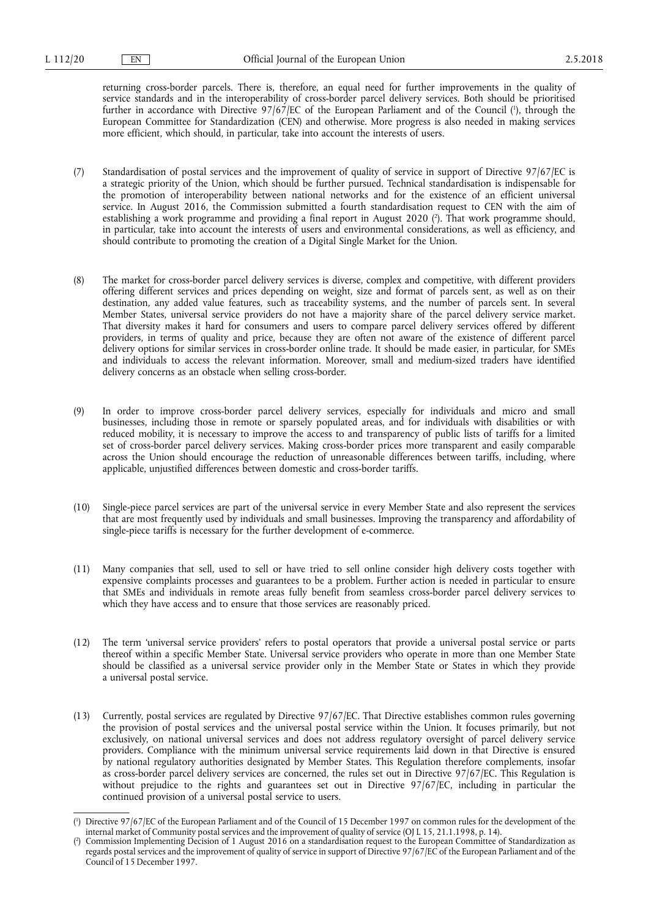returning cross-border parcels. There is, therefore, an equal need for further improvements in the quality of service standards and in the interoperability of cross-border parcel delivery services. Both should be prioritised further in accordance with Directive 97/67/EC of the European Parliament and of the Council [1], through the European Committee for Standardization (CEN) and otherwise. More progress is also needed in making services more efficient, which should, in particular, take into account the interests of users.

(7) Standardisation of postal services and the improvement of quality of service in support of Directive 97/67/EC is a strategic priority of the Union, which should be further pursued. Technical standardisation is indispensable for the promotion of interoperability between national networks and for the existence of an efficient universal service. In August 2016, the Commission submitted a fourth standardisation request to CEN with the aim of establishing a work programme and providing a final report in August 2020 [2]. That work programme should, in particular, take into account the interests of users and environmental considerations, as well as efficiency, and should contribute to promoting the creation of a Digital Single Market for the Union.

(8) The market for cross-border parcel delivery services is diverse, complex and competitive, with different providers offering different services and prices depending on weight, size and format of parcels sent, as well as on their destination, any added value features, such as traceability systems, and the number of parcels sent. In several Member States, universal service providers do not have a majority share of the parcel delivery service market. That diversity makes it hard for consumers and users to compare parcel delivery services offered by different providers, in terms of quality and price, because they are often not aware of the existence of different parcel delivery options for similar services in cross-border online trade. It should be made easier, in particular, for SMEs and individuals to access the relevant information. Moreover, small and medium-sized traders have identified delivery concerns as an obstacle when selling cross-border.

(9) In order to improve cross-border parcel delivery services, especially for individuals and micro and small businesses, including those in remote or sparsely populated areas, and for individuals with disabilities or with reduced mobility, it is necessary to improve the access to and transparency of public lists of tariffs for a limited set of cross-border parcel delivery services. Making cross-border prices more transparent and easily comparable across the Union should encourage the reduction of unreasonable differences between tariffs, including, where applicable, unjustified differences between domestic and cross-border tariffs.

(10) Single-piece parcel services are part of the universal service in every Member State and also represent the services that are most frequently used by individuals and small businesses. Improving the transparency and affordability of single-piece tariffs is necessary for the further development of e-commerce.

(11) Many companies that sell, used to sell or have tried to sell online consider high delivery costs together with expensive complaints processes and guarantees to be a problem. Further action is needed in particular to ensure that SMEs and individuals in remote areas fully benefit from seamless cross-border parcel delivery services to which they have access and to ensure that those services are reasonably priced.

(12) The term 'universal service providers' refers to postal operators that provide a universal postal service or parts thereof within a specific Member State. Universal service providers who operate in more than one Member State should be classified as a universal service provider only in the Member State or States in which they provide a universal postal service.

(13) Currently, postal services are regulated by Directive 97/67/EC. That Directive establishes common rules governing the provision of postal services and the universal postal service within the Union. It focuses primarily, but not exclusively, on national universal services and does not address regulatory oversight of parcel delivery service providers. Compliance with the minimum universal service requirements laid down in that Directive is ensured by national regulatory authorities designated by Member States. This Regulation therefore complements, insofar as cross-border parcel delivery services are concerned, the rules set out in Directive 97/67/EC. This Regulation is without prejudice to the rights and guarantees set out in Directive 97/67/EC, including in particular the continued provision of a universal postal service to users.

---

[1] Directive 97/67/EC of the European Parliament and of the Council of 15 December 1997 on common rules for the development of the internal market of Community postal services and the improvement of quality of service (OJ L 15, 21.1.1998, p. 14).

[2] Commission Implementing Decision of 1 August 2016 on a standardisation request to the European Committee of Standardization as regards postal services and the improvement of quality of service in support of Directive 97/67/EC of the European Parliament and of the Council of 15 December 1997.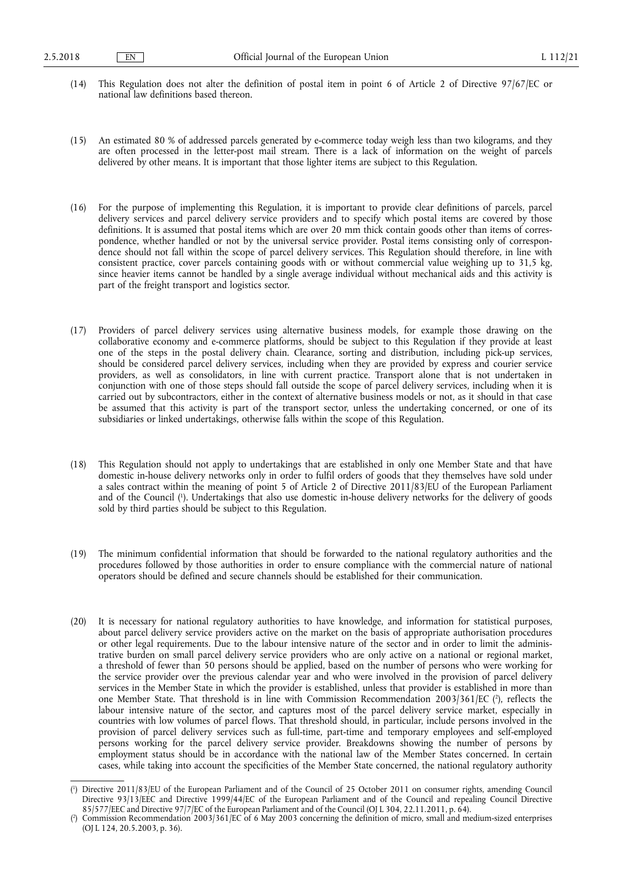(14) This Regulation does not alter the definition of postal item in point 6 of Article 2 of Directive 97/67/EC or national law definitions based thereon.

(15) An estimated 80 % of addressed parcels generated by e-commerce today weigh less than two kilograms, and they are often processed in the letter-post mail stream. There is a lack of information on the weight of parcels delivered by other means. It is important that those lighter items are subject to this Regulation.

(16) For the purpose of implementing this Regulation, it is important to provide clear definitions of parcels, parcel delivery services and parcel delivery service providers and to specify which postal items are covered by those definitions. It is assumed that postal items which are over 20 mm thick contain goods other than items of correspondence, whether handled or not by the universal service provider. Postal items consisting only of correspondence should not fall within the scope of parcel delivery services. This Regulation should therefore, in line with consistent practice, cover parcels containing goods with or without commercial value weighing up to 31,5 kg, since heavier items cannot be handled by a single average individual without mechanical aids and this activity is part of the freight transport and logistics sector.

(17) Providers of parcel delivery services using alternative business models, for example those drawing on the collaborative economy and e-commerce platforms, should be subject to this Regulation if they provide at least one of the steps in the postal delivery chain. Clearance, sorting and distribution, including pick-up services, should be considered parcel delivery services, including when they are provided by express and courier service providers, as well as consolidators, in line with current practice. Transport alone that is not undertaken in conjunction with one of those steps should fall outside the scope of parcel delivery services, including when it is carried out by subcontractors, either in the context of alternative business models or not, as it should in that case be assumed that this activity is part of the transport sector, unless the undertaking concerned, or one of its subsidiaries or linked undertakings, otherwise falls within the scope of this Regulation.

(18) This Regulation should not apply to undertakings that are established in only one Member State and that have domestic in-house delivery networks only in order to fulfil orders of goods that they themselves have sold under a sales contract within the meaning of point 5 of Article 2 of Directive 2011/83/EU of the European Parliament and of the Council [1]. Undertakings that also use domestic in-house delivery networks for the delivery of goods sold by third parties should be subject to this Regulation.

(19) The minimum confidential information that should be forwarded to the national regulatory authorities and the procedures followed by those authorities in order to ensure compliance with the commercial nature of national operators should be defined and secure channels should be established for their communication.

(20) It is necessary for national regulatory authorities to have knowledge, and information for statistical purposes, about parcel delivery service providers active on the market on the basis of appropriate authorisation procedures or other legal requirements. Due to the labour intensive nature of the sector and in order to limit the administrative burden on small parcel delivery service providers who are only active on a national or regional market, a threshold of fewer than 50 persons should be applied, based on the number of persons who were working for the service provider over the previous calendar year and who were involved in the provision of parcel delivery services in the Member State in which the provider is established, unless that provider is established in more than one Member State. That threshold is in line with Commission Recommendation 2003/361/EC [2], reflects the labour intensive nature of the sector, and captures most of the parcel delivery service market, especially in countries with low volumes of parcel flows. That threshold should, in particular, include persons involved in the provision of parcel delivery services such as full-time, part-time and temporary employees and self-employed persons working for the parcel delivery service provider. Breakdowns showing the number of persons by employment status should be in accordance with the national law of the Member States concerned. In certain cases, while taking into account the specificities of the Member State concerned, the national regulatory authority

---

[1] Directive 2011/83/EU of the European Parliament and of the Council of 25 October 2011 on consumer rights, amending Council Directive 93/13/EEC and Directive 1999/44/EC of the European Parliament and of the Council and repealing Council Directive 85/577/EEC and Directive 97/7/EC of the European Parliament and of the Council (OJ L 304, 22.11.2011, p. 64).

[2] Commission Recommendation 2003/361/EC of 6 May 2003 concerning the definition of micro, small and medium-sized enterprises (OJ L 124, 20.5.2003, p. 36).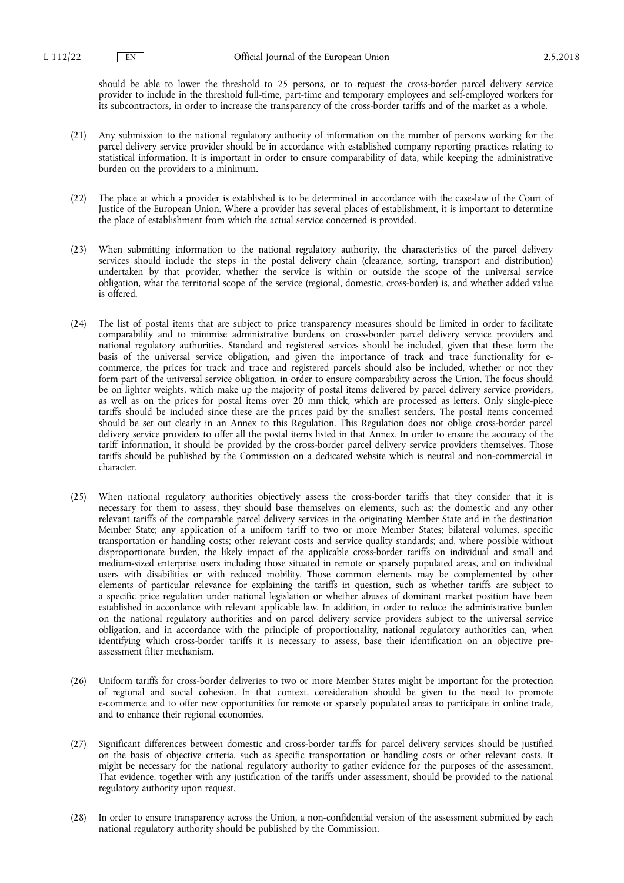should be able to lower the threshold to 25 persons, or to request the cross-border parcel delivery service provider to include in the threshold full-time, part-time and temporary employees and self-employed workers for its subcontractors, in order to increase the transparency of the cross-border tariffs and of the market as a whole.

(21) Any submission to the national regulatory authority of information on the number of persons working for the parcel delivery service provider should be in accordance with established company reporting practices relating to statistical information. It is important in order to ensure comparability of data, while keeping the administrative burden on the providers to a minimum.

(22) The place at which a provider is established is to be determined in accordance with the case-law of the Court of Justice of the European Union. Where a provider has several places of establishment, it is important to determine the place of establishment from which the actual service concerned is provided.

(23) When submitting information to the national regulatory authority, the characteristics of the parcel delivery services should include the steps in the postal delivery chain (clearance, sorting, transport and distribution) undertaken by that provider, whether the service is within or outside the scope of the universal service obligation, what the territorial scope of the service (regional, domestic, cross-border) is, and whether added value is offered.

(24) The list of postal items that are subject to price transparency measures should be limited in order to facilitate comparability and to minimise administrative burdens on cross-border parcel delivery service providers and national regulatory authorities. Standard and registered services should be included, given that these form the basis of the universal service obligation, and given the importance of track and trace functionality for e-commerce, the prices for track and trace and registered parcels should also be included, whether or not they form part of the universal service obligation, in order to ensure comparability across the Union. The focus should be on lighter weights, which make up the majority of postal items delivered by parcel delivery service providers, as well as on the prices for postal items over 20 mm thick, which are processed as letters. Only single-piece tariffs should be included since these are the prices paid by the smallest senders. The postal items concerned should be set out clearly in an Annex to this Regulation. This Regulation does not oblige cross-border parcel delivery service providers to offer all the postal items listed in that Annex. In order to ensure the accuracy of the tariff information, it should be provided by the cross-border parcel delivery service providers themselves. Those tariffs should be published by the Commission on a dedicated website which is neutral and non-commercial in character.

(25) When national regulatory authorities objectively assess the cross-border tariffs that they consider that it is necessary for them to assess, they should base themselves on elements, such as: the domestic and any other relevant tariffs of the comparable parcel delivery services in the originating Member State and in the destination Member State; any application of a uniform tariff to two or more Member States; bilateral volumes, specific transportation or handling costs; other relevant costs and service quality standards; and, where possible without disproportionate burden, the likely impact of the applicable cross-border tariffs on individual and small and medium-sized enterprise users including those situated in remote or sparsely populated areas, and on individual users with disabilities or with reduced mobility. Those common elements may be complemented by other elements of particular relevance for explaining the tariffs in question, such as whether tariffs are subject to a specific price regulation under national legislation or whether abuses of dominant market position have been established in accordance with relevant applicable law. In addition, in order to reduce the administrative burden on the national regulatory authorities and on parcel delivery service providers subject to the universal service obligation, and in accordance with the principle of proportionality, national regulatory authorities can, when identifying which cross-border tariffs it is necessary to assess, base their identification on an objective pre-assessment filter mechanism.

(26) Uniform tariffs for cross-border deliveries to two or more Member States might be important for the protection of regional and social cohesion. In that context, consideration should be given to the need to promote e-commerce and to offer new opportunities for remote or sparsely populated areas to participate in online trade, and to enhance their regional economies.

(27) Significant differences between domestic and cross-border tariffs for parcel delivery services should be justified on the basis of objective criteria, such as specific transportation or handling costs or other relevant costs. It might be necessary for the national regulatory authority to gather evidence for the purposes of the assessment. That evidence, together with any justification of the tariffs under assessment, should be provided to the national regulatory authority upon request.

(28) In order to ensure transparency across the Union, a non-confidential version of the assessment submitted by each national regulatory authority should be published by the Commission.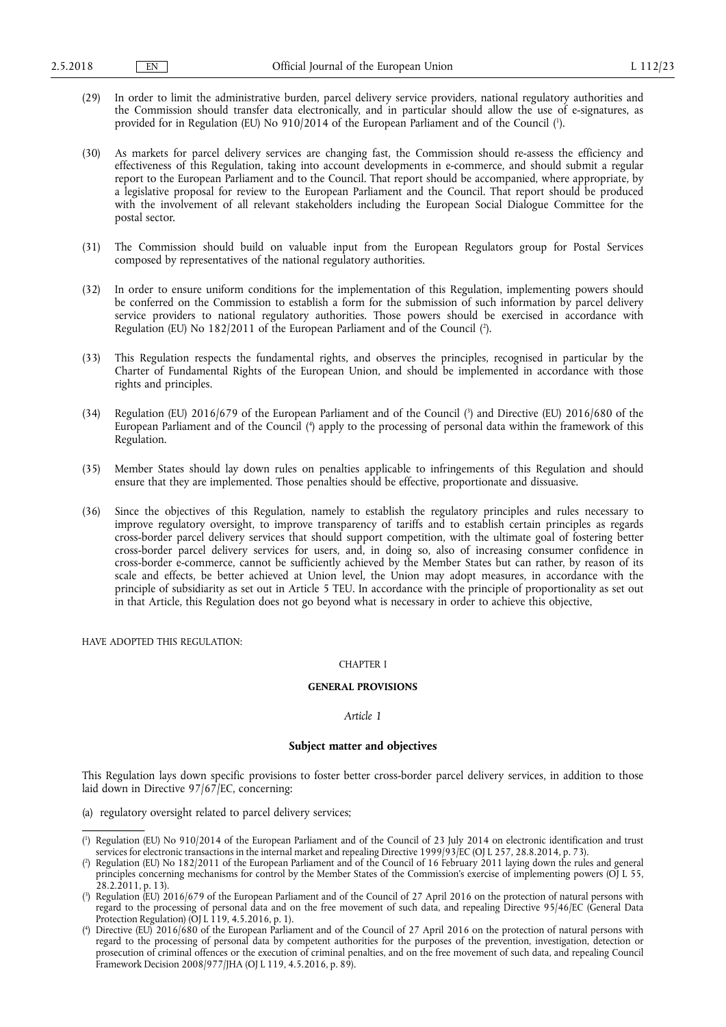(29) In order to limit the administrative burden, parcel delivery service providers, national regulatory authorities and the Commission should transfer data electronically, and in particular should allow the use of e-signatures, as provided for in Regulation (EU) No 910/2014 of the European Parliament and of the Council [1].

(30) As markets for parcel delivery services are changing fast, the Commission should re-assess the efficiency and effectiveness of this Regulation, taking into account developments in e-commerce, and should submit a regular report to the European Parliament and to the Council. That report should be accompanied, where appropriate, by a legislative proposal for review to the European Parliament and the Council. That report should be produced with the involvement of all relevant stakeholders including the European Social Dialogue Committee for the postal sector.

(31) The Commission should build on valuable input from the European Regulators group for Postal Services composed by representatives of the national regulatory authorities.

(32) In order to ensure uniform conditions for the implementation of this Regulation, implementing powers should be conferred on the Commission to establish a form for the submission of such information by parcel delivery service providers to national regulatory authorities. Those powers should be exercised in accordance with Regulation (EU) No 182/2011 of the European Parliament and of the Council [2].

(33) This Regulation respects the fundamental rights, and observes the principles, recognised in particular by the Charter of Fundamental Rights of the European Union, and should be implemented in accordance with those rights and principles.

(34) Regulation (EU) 2016/679 of the European Parliament and of the Council [3] and Directive (EU) 2016/680 of the European Parliament and of the Council [4] apply to the processing of personal data within the framework of this Regulation.

(35) Member States should lay down rules on penalties applicable to infringements of this Regulation and should ensure that they are implemented. Those penalties should be effective, proportionate and dissuasive.

(36) Since the objectives of this Regulation, namely to establish the regulatory principles and rules necessary to improve regulatory oversight, to improve transparency of tariffs and to establish certain principles as regards cross-border parcel delivery services that should support competition, with the ultimate goal of fostering better cross-border parcel delivery services for users, and, in doing so, also of increasing consumer confidence in cross-border e-commerce, cannot be sufficiently achieved by the Member States but can rather, by reason of its scale and effects, be better achieved at Union level, the Union may adopt measures, in accordance with the principle of subsidiarity as set out in Article 5 TEU. In accordance with the principle of proportionality as set out in that Article, this Regulation does not go beyond what is necessary in order to achieve this objective,

HAVE ADOPTED THIS REGULATION:

## CHAPTER I

## GENERAL PROVISIONS

*Article 1*

### Subject matter and objectives

This Regulation lays down specific provisions to foster better cross-border parcel delivery services, in addition to those laid down in Directive 97/67/EC, concerning:

(a) regulatory oversight related to parcel delivery services;

---

[1] Regulation (EU) No 910/2014 of the European Parliament and of the Council of 23 July 2014 on electronic identification and trust services for electronic transactions in the internal market and repealing Directive 1999/93/EC (OJ L 257, 28.8.2014, p. 73).

[2] Regulation (EU) No 182/2011 of the European Parliament and of the Council of 16 February 2011 laying down the rules and general principles concerning mechanisms for control by the Member States of the Commission's exercise of implementing powers (OJ L 55, 28.2.2011, p. 13).

[3] Regulation (EU) 2016/679 of the European Parliament and of the Council of 27 April 2016 on the protection of natural persons with regard to the processing of personal data and on the free movement of such data, and repealing Directive 95/46/EC (General Data Protection Regulation) (OJ L 119, 4.5.2016, p. 1).

[4] Directive (EU) 2016/680 of the European Parliament and of the Council of 27 April 2016 on the protection of natural persons with regard to the processing of personal data by competent authorities for the purposes of the prevention, investigation, detection or prosecution of criminal offences or the execution of criminal penalties, and on the free movement of such data, and repealing Council Framework Decision 2008/977/JHA (OJ L 119, 4.5.2016, p. 89).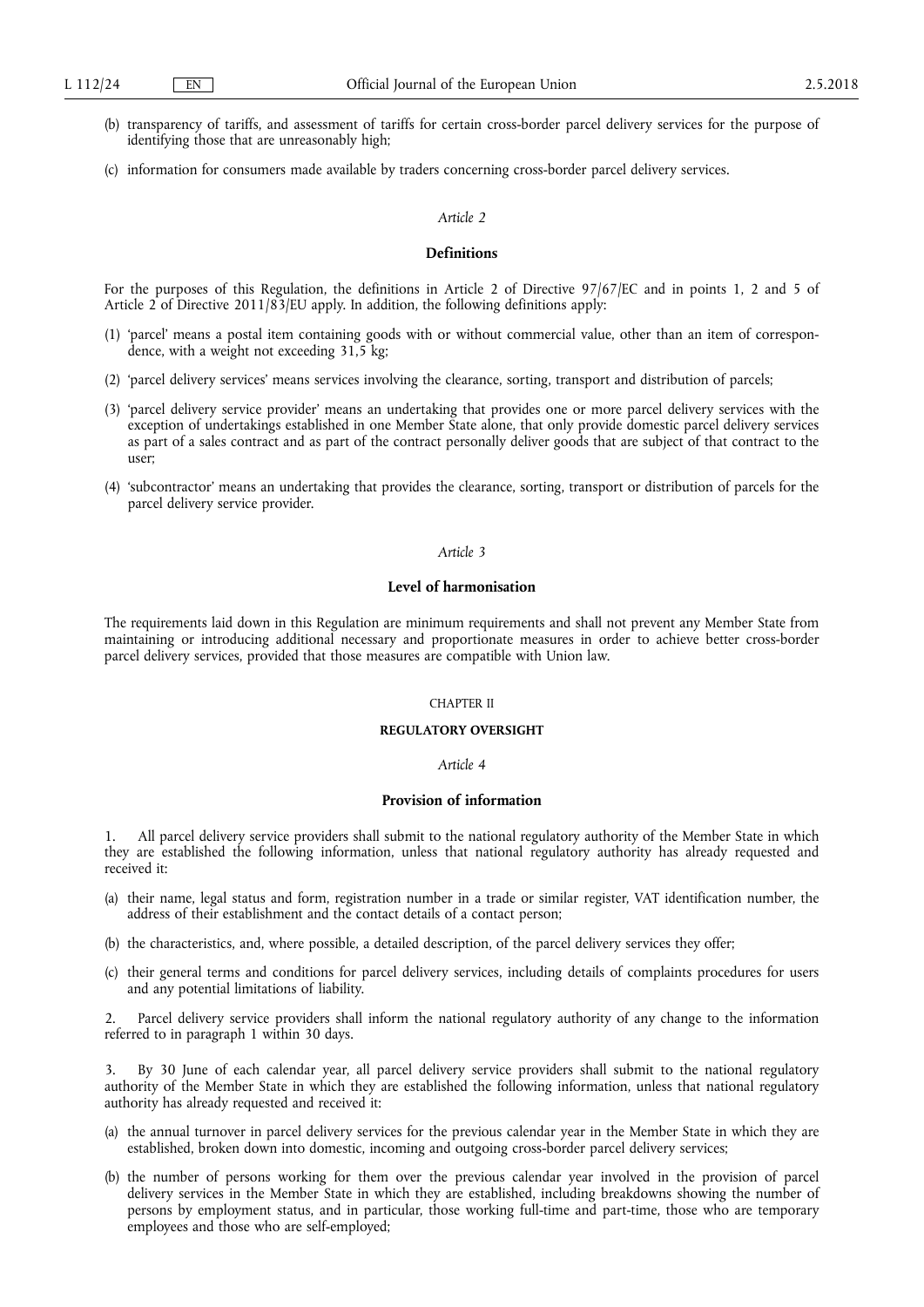(b) transparency of tariffs, and assessment of tariffs for certain cross-border parcel delivery services for the purpose of identifying those that are unreasonably high;

(c) information for consumers made available by traders concerning cross-border parcel delivery services.

*Article 2*

**Definitions**

For the purposes of this Regulation, the definitions in Article 2 of Directive 97/67/EC and in points 1, 2 and 5 of Article 2 of Directive 2011/83/EU apply. In addition, the following definitions apply:

(1) 'parcel' means a postal item containing goods with or without commercial value, other than an item of correspondence, with a weight not exceeding 31,5 kg;

(2) 'parcel delivery services' means services involving the clearance, sorting, transport and distribution of parcels;

(3) 'parcel delivery service provider' means an undertaking that provides one or more parcel delivery services with the exception of undertakings established in one Member State alone, that only provide domestic parcel delivery services as part of a sales contract and as part of the contract personally deliver goods that are subject of that contract to the user;

(4) 'subcontractor' means an undertaking that provides the clearance, sorting, transport or distribution of parcels for the parcel delivery service provider.

*Article 3*

**Level of harmonisation**

The requirements laid down in this Regulation are minimum requirements and shall not prevent any Member State from maintaining or introducing additional necessary and proportionate measures in order to achieve better cross-border parcel delivery services, provided that those measures are compatible with Union law.

CHAPTER II

**REGULATORY OVERSIGHT**

*Article 4*

**Provision of information**

1. All parcel delivery service providers shall submit to the national regulatory authority of the Member State in which they are established the following information, unless that national regulatory authority has already requested and received it:

(a) their name, legal status and form, registration number in a trade or similar register, VAT identification number, the address of their establishment and the contact details of a contact person;

(b) the characteristics, and, where possible, a detailed description, of the parcel delivery services they offer;

(c) their general terms and conditions for parcel delivery services, including details of complaints procedures for users and any potential limitations of liability.

2. Parcel delivery service providers shall inform the national regulatory authority of any change to the information referred to in paragraph 1 within 30 days.

3. By 30 June of each calendar year, all parcel delivery service providers shall submit to the national regulatory authority of the Member State in which they are established the following information, unless that national regulatory authority has already requested and received it:

(a) the annual turnover in parcel delivery services for the previous calendar year in the Member State in which they are established, broken down into domestic, incoming and outgoing cross-border parcel delivery services;

(b) the number of persons working for them over the previous calendar year involved in the provision of parcel delivery services in the Member State in which they are established, including breakdowns showing the number of persons by employment status, and in particular, those working full-time and part-time, those who are temporary employees and those who are self-employed;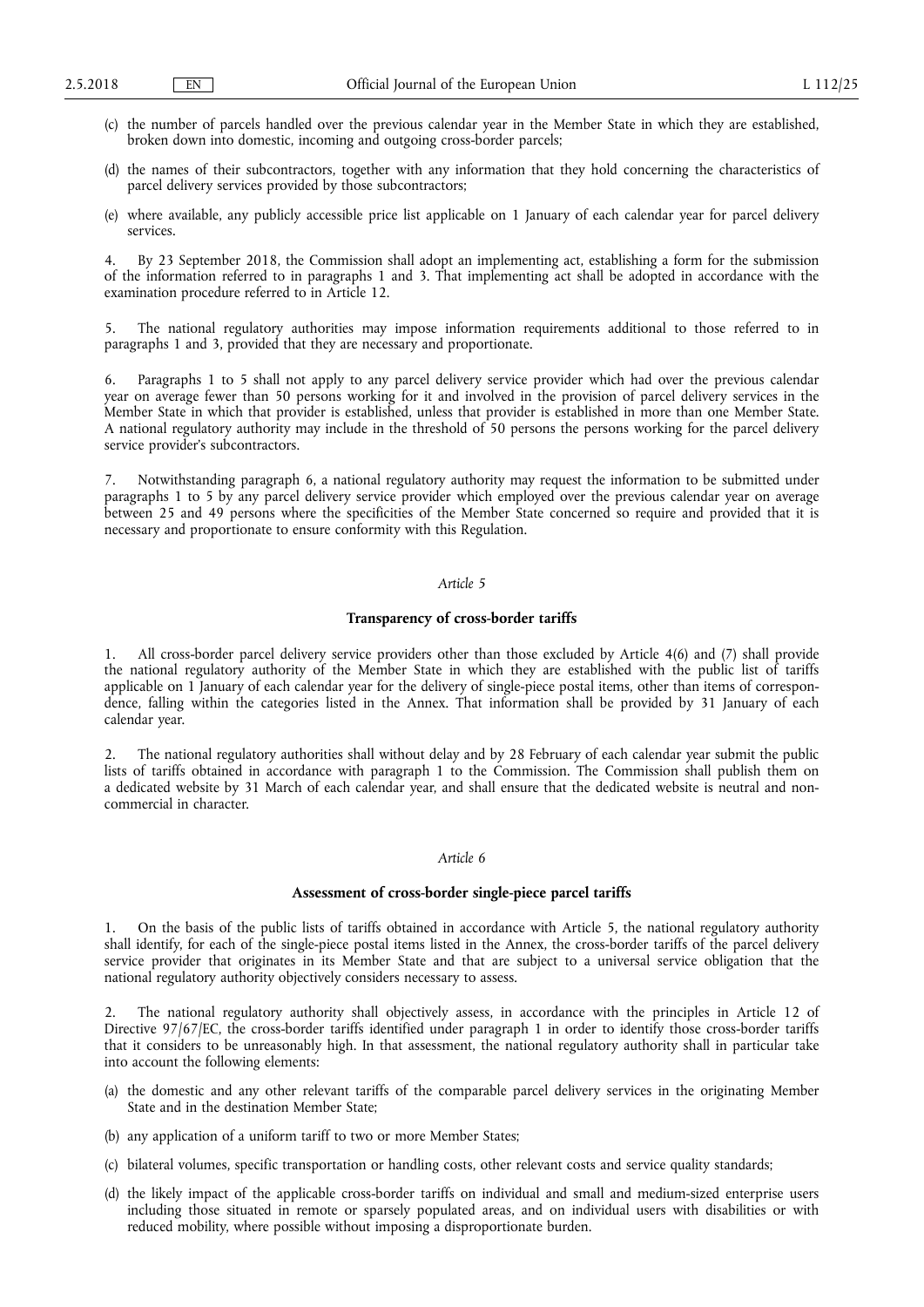(c) the number of parcels handled over the previous calendar year in the Member State in which they are established, broken down into domestic, incoming and outgoing cross-border parcels;

(d) the names of their subcontractors, together with any information that they hold concerning the characteristics of parcel delivery services provided by those subcontractors;

(e) where available, any publicly accessible price list applicable on 1 January of each calendar year for parcel delivery services.

4. By 23 September 2018, the Commission shall adopt an implementing act, establishing a form for the submission of the information referred to in paragraphs 1 and 3. That implementing act shall be adopted in accordance with the examination procedure referred to in Article 12.

5. The national regulatory authorities may impose information requirements additional to those referred to in paragraphs 1 and 3, provided that they are necessary and proportionate.

6. Paragraphs 1 to 5 shall not apply to any parcel delivery service provider which had over the previous calendar year on average fewer than 50 persons working for it and involved in the provision of parcel delivery services in the Member State in which that provider is established, unless that provider is established in more than one Member State. A national regulatory authority may include in the threshold of 50 persons the persons working for the parcel delivery service provider's subcontractors.

7. Notwithstanding paragraph 6, a national regulatory authority may request the information to be submitted under paragraphs 1 to 5 by any parcel delivery service provider which employed over the previous calendar year on average between 25 and 49 persons where the specificities of the Member State concerned so require and provided that it is necessary and proportionate to ensure conformity with this Regulation.

*Article 5*

**Transparency of cross-border tariffs**

1. All cross-border parcel delivery service providers other than those excluded by Article 4(6) and (7) shall provide the national regulatory authority of the Member State in which they are established with the public list of tariffs applicable on 1 January of each calendar year for the delivery of single-piece postal items, other than items of correspondence, falling within the categories listed in the Annex. That information shall be provided by 31 January of each calendar year.

2. The national regulatory authorities shall without delay and by 28 February of each calendar year submit the public lists of tariffs obtained in accordance with paragraph 1 to the Commission. The Commission shall publish them on a dedicated website by 31 March of each calendar year, and shall ensure that the dedicated website is neutral and non-commercial in character.

*Article 6*

**Assessment of cross-border single-piece parcel tariffs**

1. On the basis of the public lists of tariffs obtained in accordance with Article 5, the national regulatory authority shall identify, for each of the single-piece postal items listed in the Annex, the cross-border tariffs of the parcel delivery service provider that originates in its Member State and that are subject to a universal service obligation that the national regulatory authority objectively considers necessary to assess.

2. The national regulatory authority shall objectively assess, in accordance with the principles in Article 12 of Directive 97/67/EC, the cross-border tariffs identified under paragraph 1 in order to identify those cross-border tariffs that it considers to be unreasonably high. In that assessment, the national regulatory authority shall in particular take into account the following elements:

(a) the domestic and any other relevant tariffs of the comparable parcel delivery services in the originating Member State and in the destination Member State;

(b) any application of a uniform tariff to two or more Member States;

(c) bilateral volumes, specific transportation or handling costs, other relevant costs and service quality standards;

(d) the likely impact of the applicable cross-border tariffs on individual and small and medium-sized enterprise users including those situated in remote or sparsely populated areas, and on individual users with disabilities or with reduced mobility, where possible without imposing a disproportionate burden.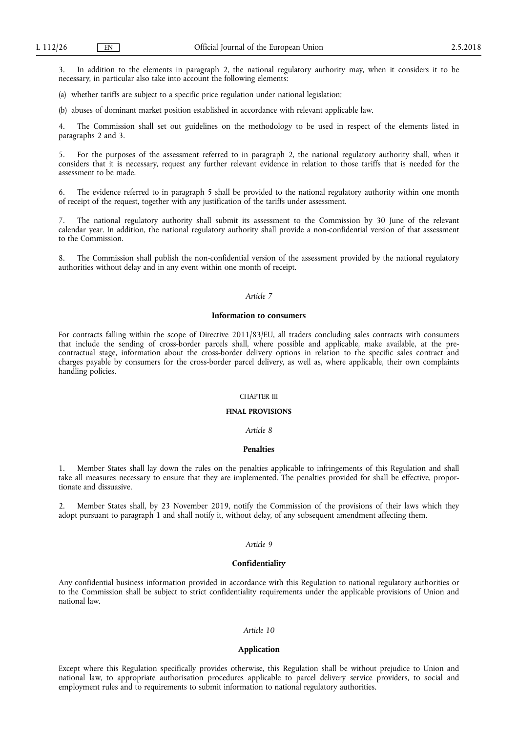3. In addition to the elements in paragraph 2, the national regulatory authority may, when it considers it to be necessary, in particular also take into account the following elements:

(a) whether tariffs are subject to a specific price regulation under national legislation;

(b) abuses of dominant market position established in accordance with relevant applicable law.

4. The Commission shall set out guidelines on the methodology to be used in respect of the elements listed in paragraphs 2 and 3.

5. For the purposes of the assessment referred to in paragraph 2, the national regulatory authority shall, when it considers that it is necessary, request any further relevant evidence in relation to those tariffs that is needed for the assessment to be made.

6. The evidence referred to in paragraph 5 shall be provided to the national regulatory authority within one month of receipt of the request, together with any justification of the tariffs under assessment.

7. The national regulatory authority shall submit its assessment to the Commission by 30 June of the relevant calendar year. In addition, the national regulatory authority shall provide a non-confidential version of that assessment to the Commission.

8. The Commission shall publish the non-confidential version of the assessment provided by the national regulatory authorities without delay and in any event within one month of receipt.

*Article 7*

**Information to consumers**

For contracts falling within the scope of Directive 2011/83/EU, all traders concluding sales contracts with consumers that include the sending of cross-border parcels shall, where possible and applicable, make available, at the pre-contractual stage, information about the cross-border delivery options in relation to the specific sales contract and charges payable by consumers for the cross-border parcel delivery, as well as, where applicable, their own complaints handling policies.

CHAPTER III

**FINAL PROVISIONS**

*Article 8*

**Penalties**

1. Member States shall lay down the rules on the penalties applicable to infringements of this Regulation and shall take all measures necessary to ensure that they are implemented. The penalties provided for shall be effective, proportionate and dissuasive.

2. Member States shall, by 23 November 2019, notify the Commission of the provisions of their laws which they adopt pursuant to paragraph 1 and shall notify it, without delay, of any subsequent amendment affecting them.

*Article 9*

**Confidentiality**

Any confidential business information provided in accordance with this Regulation to national regulatory authorities or to the Commission shall be subject to strict confidentiality requirements under the applicable provisions of Union and national law.

*Article 10*

**Application**

Except where this Regulation specifically provides otherwise, this Regulation shall be without prejudice to Union and national law, to appropriate authorisation procedures applicable to parcel delivery service providers, to social and employment rules and to requirements to submit information to national regulatory authorities.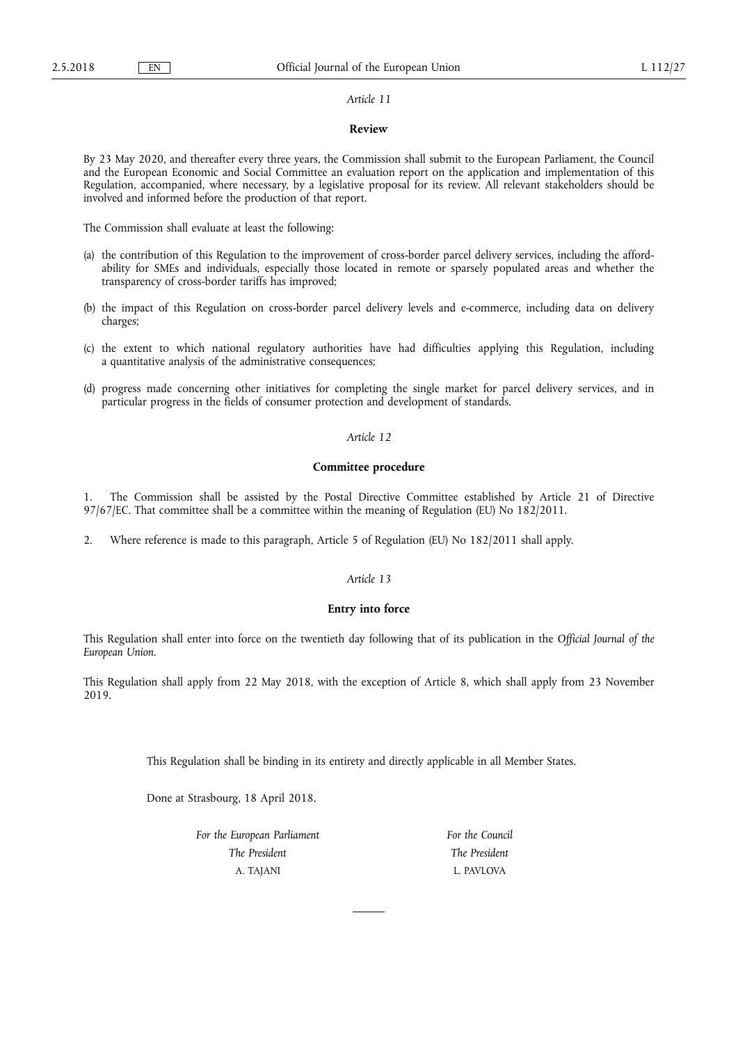*Article 11*

**Review**

By 23 May 2020, and thereafter every three years, the Commission shall submit to the European Parliament, the Council and the European Economic and Social Committee an evaluation report on the application and implementation of this Regulation, accompanied, where necessary, by a legislative proposal for its review. All relevant stakeholders should be involved and informed before the production of that report.

The Commission shall evaluate at least the following:

(a) the contribution of this Regulation to the improvement of cross-border parcel delivery services, including the affordability for SMEs and individuals, especially those located in remote or sparsely populated areas and whether the transparency of cross-border tariffs has improved;

(b) the impact of this Regulation on cross-border parcel delivery levels and e-commerce, including data on delivery charges;

(c) the extent to which national regulatory authorities have had difficulties applying this Regulation, including a quantitative analysis of the administrative consequences;

(d) progress made concerning other initiatives for completing the single market for parcel delivery services, and in particular progress in the fields of consumer protection and development of standards.

*Article 12*

**Committee procedure**

1. The Commission shall be assisted by the Postal Directive Committee established by Article 21 of Directive 97/67/EC. That committee shall be a committee within the meaning of Regulation (EU) No 182/2011.

2. Where reference is made to this paragraph, Article 5 of Regulation (EU) No 182/2011 shall apply.

*Article 13*

**Entry into force**

This Regulation shall enter into force on the twentieth day following that of its publication in the *Official Journal of the European Union*.

This Regulation shall apply from 22 May 2018, with the exception of Article 8, which shall apply from 23 November 2019.

This Regulation shall be binding in its entirety and directly applicable in all Member States.

Done at Strasbourg, 18 April 2018.

| *For the European Parliament* | *For the Council* |
|---|---|
| *The President* | *The President* |
| A. TAJANI | L. PAVLOVA |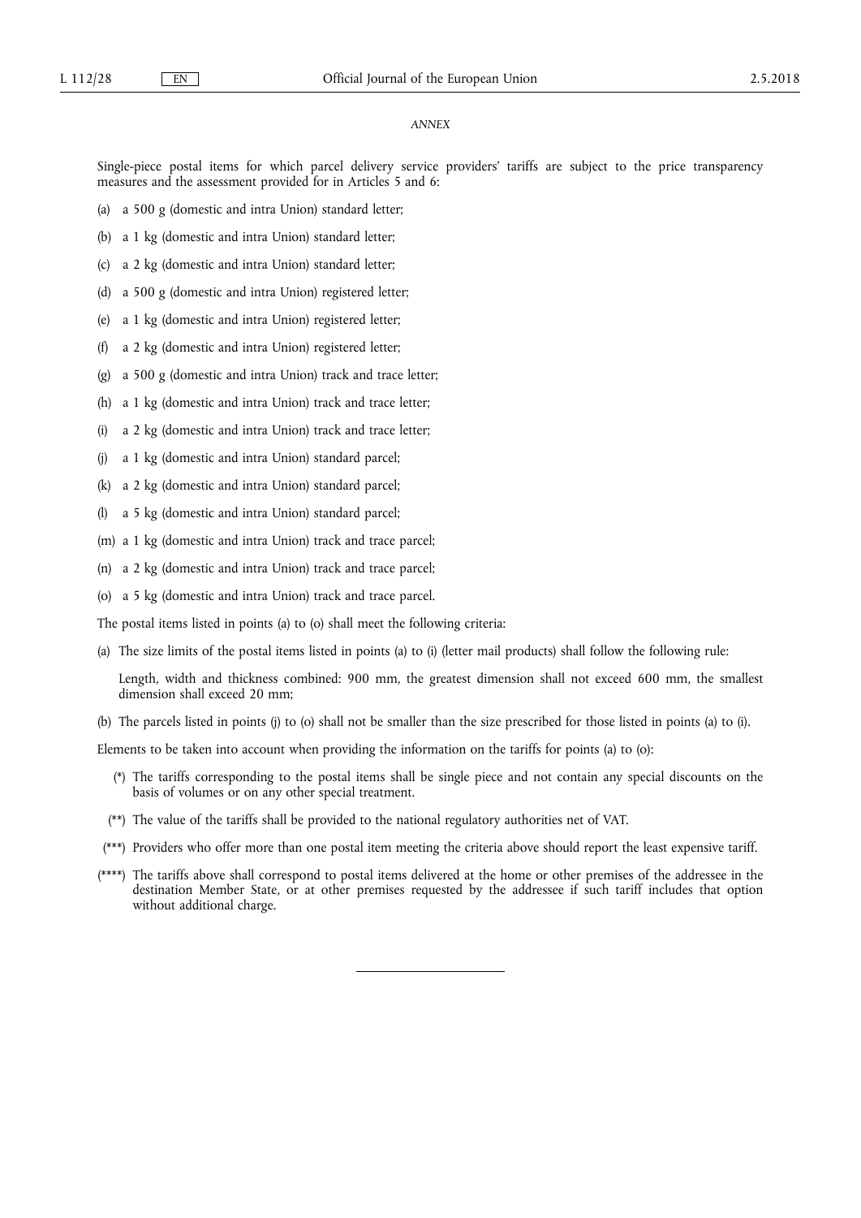*ANNEX*

Single-piece postal items for which parcel delivery service providers' tariffs are subject to the price transparency measures and the assessment provided for in Articles 5 and 6:

(a) a 500 g (domestic and intra Union) standard letter;

(b) a 1 kg (domestic and intra Union) standard letter;

(c) a 2 kg (domestic and intra Union) standard letter;

(d) a 500 g (domestic and intra Union) registered letter;

(e) a 1 kg (domestic and intra Union) registered letter;

(f) a 2 kg (domestic and intra Union) registered letter;

(g) a 500 g (domestic and intra Union) track and trace letter;

(h) a 1 kg (domestic and intra Union) track and trace letter;

(i) a 2 kg (domestic and intra Union) track and trace letter;

(j) a 1 kg (domestic and intra Union) standard parcel;

(k) a 2 kg (domestic and intra Union) standard parcel;

(l) a 5 kg (domestic and intra Union) standard parcel;

(m) a 1 kg (domestic and intra Union) track and trace parcel;

(n) a 2 kg (domestic and intra Union) track and trace parcel;

(o) a 5 kg (domestic and intra Union) track and trace parcel.

The postal items listed in points (a) to (o) shall meet the following criteria:

(a) The size limits of the postal items listed in points (a) to (i) (letter mail products) shall follow the following rule:

Length, width and thickness combined: 900 mm, the greatest dimension shall not exceed 600 mm, the smallest dimension shall exceed 20 mm;

(b) The parcels listed in points (j) to (o) shall not be smaller than the size prescribed for those listed in points (a) to (i).

Elements to be taken into account when providing the information on the tariffs for points (a) to (o):

(*) The tariffs corresponding to the postal items shall be single piece and not contain any special discounts on the basis of volumes or on any other special treatment.

(**) The value of the tariffs shall be provided to the national regulatory authorities net of VAT.

(***) Providers who offer more than one postal item meeting the criteria above should report the least expensive tariff.

(****) The tariffs above shall correspond to postal items delivered at the home or other premises of the addressee in the destination Member State, or at other premises requested by the addressee if such tariff includes that option without additional charge.